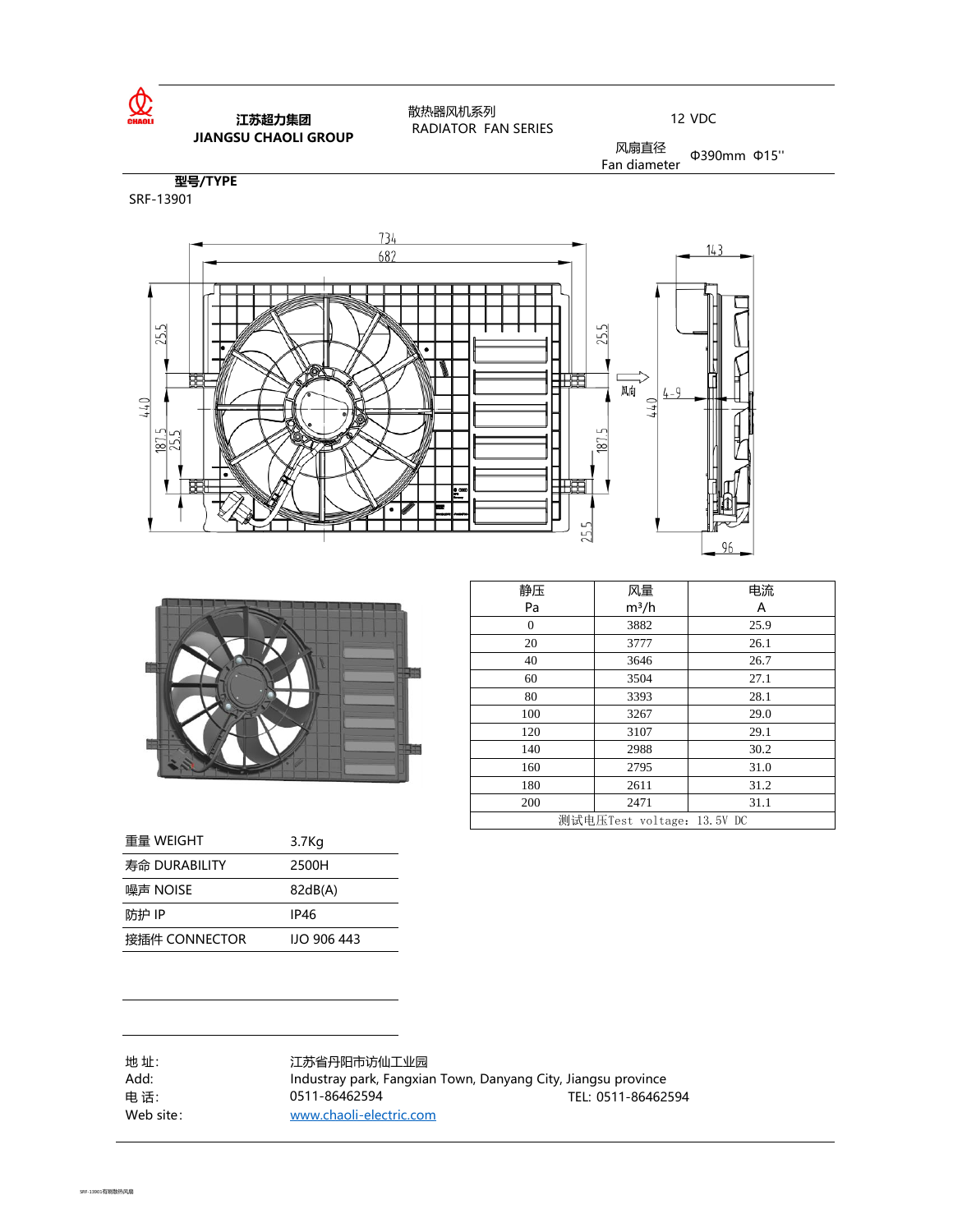江苏超力集团
**JIANGSU CHAOLI GROUP**

散热器风机系列
RADIATOR FAN SERIES

12 VDC

风扇直径
Fan diameter Φ390mm Φ15''

**型号/TYPE**
SRF-13901

| 静压<br>Pa | 风量<br>m³/h | 电流<br>A |
|---|---|---|
| 0 | 3882 | 25.9 |
| 20 | 3777 | 26.1 |
| 40 | 3646 | 26.7 |
| 60 | 3504 | 27.1 |
| 80 | 3393 | 28.1 |
| 100 | 3267 | 29.0 |
| 120 | 3107 | 29.1 |
| 140 | 2988 | 30.2 |
| 160 | 2795 | 31.0 |
| 180 | 2611 | 31.2 |
| 200 | 2471 | 31.1 |
| 测试电压Test voltage：13.5V DC | | |

| | |
|---|---|
| 重量 WEIGHT | 3.7Kg |
| 寿命 DURABILITY | 2500H |
| 噪声 NOISE | 82dB(A) |
| 防护 IP | IP46 |
| 接插件 CONNECTOR | IJO 906 443 |

地 址: 江苏省丹阳市访仙工业园
Add: Industray park, Fangxian Town, Danyang City, Jiangsu province
电 话: 0511-86462594 TEL: 0511-86462594
Web site: www.chaoli-electric.com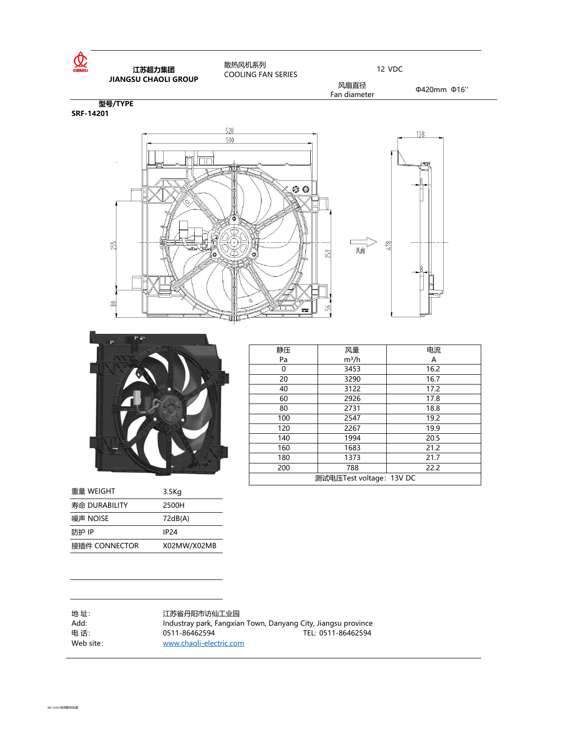**江苏超力集团**
**JIANGSU CHAOLI GROUP**

散热风机系列
COOLING FAN SERIES

12 VDC

风扇直径
Fan diameter

Φ420mm Φ16''

**型号/TYPE**
**SRF-14201**

| 静压 Pa | 风量 m³/h | 电流 A |
|---|---|---|
| 0 | 3453 | 16.2 |
| 20 | 3290 | 16.7 |
| 40 | 3122 | 17.2 |
| 60 | 2926 | 17.8 |
| 80 | 2731 | 18.8 |
| 100 | 2547 | 19.2 |
| 120 | 2267 | 19.9 |
| 140 | 1994 | 20.5 |
| 160 | 1683 | 21.2 |
| 180 | 1373 | 21.7 |
| 200 | 788 | 22.2 |
| 测试电压Test voltage：13V DC | | |

| | |
|---|---|
| 重量 WEIGHT | 3.5Kg |
| 寿命 DURABILITY | 2500H |
| 噪声 NOISE | 72dB(A) |
| 防护 IP | IP24 |
| 接插件 CONNECTOR | X02MW/X02MB |

地 址: 江苏省丹阳市访仙工业园
Add: Industray park, Fangxian Town, Danyang City, Jiangsu province
电 话: 0511-86462594 TEL: 0511-86462594
Web site: www.chaoli-electric.com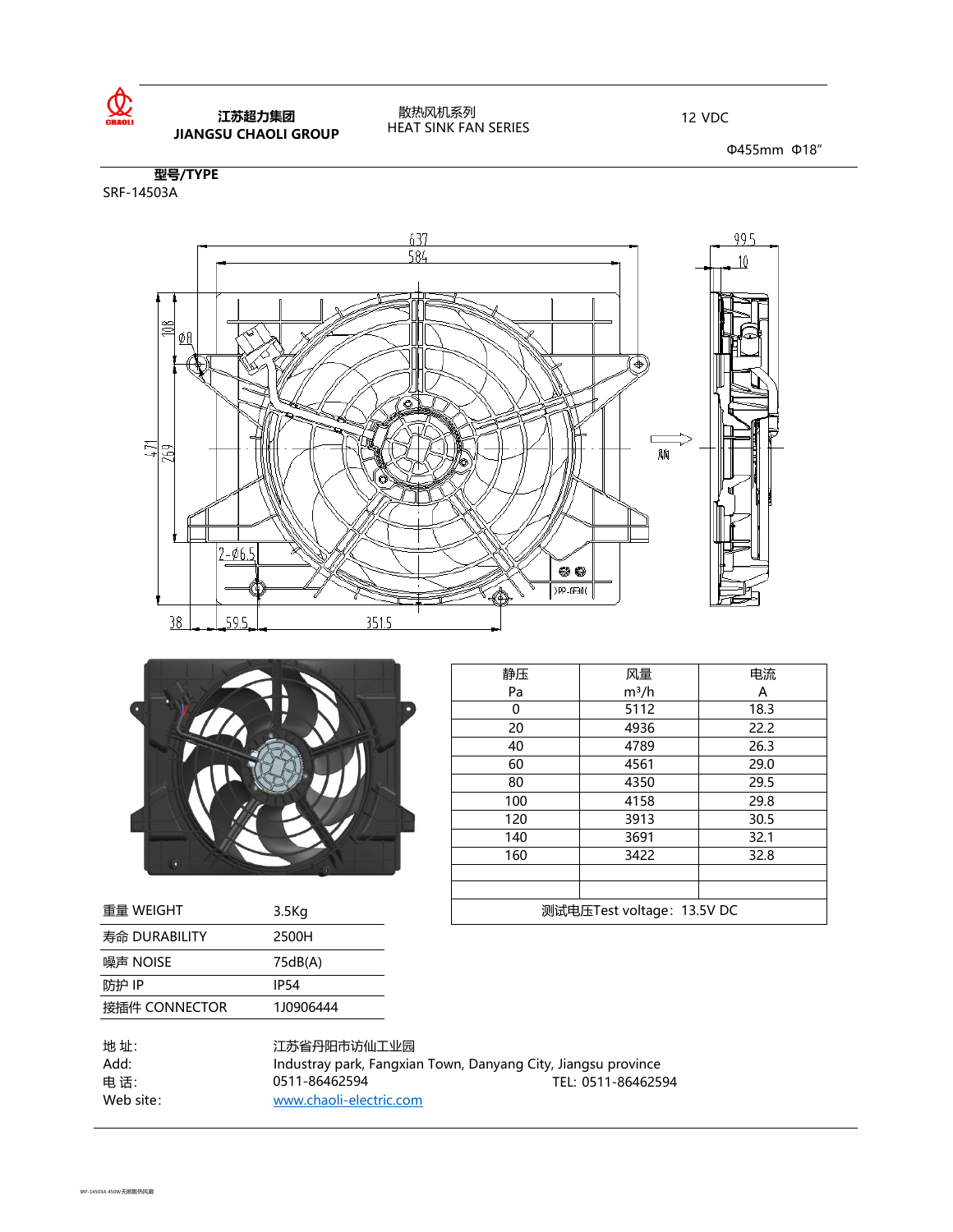**江苏超力集团**
**JIANGSU CHAOLI GROUP**

散热风机系列
HEAT SINK FAN SERIES

12 VDC

Φ455mm Φ18″

**型号/TYPE**
SRF-14503A

| 静压 Pa | 风量 m³/h | 电流 A |
|---|---|---|
| 0 | 5112 | 18.3 |
| 20 | 4936 | 22.2 |
| 40 | 4789 | 26.3 |
| 60 | 4561 | 29.0 |
| 80 | 4350 | 29.5 |
| 100 | 4158 | 29.8 |
| 120 | 3913 | 30.5 |
| 140 | 3691 | 32.1 |
| 160 | 3422 | 32.8 |
| | | |
| | | |
| 测试电压Test voltage：13.5V DC | | |

| | |
|---|---|
| 重量 WEIGHT | 3.5Kg |
| 寿命 DURABILITY | 2500H |
| 噪声 NOISE | 75dB(A) |
| 防护 IP | IP54 |
| 接插件 CONNECTOR | 1J0906444 |

地 址: 江苏省丹阳市访仙工业园
Add: Industray park, Fangxian Town, Danyang City, Jiangsu province
电 话: 0511-86462594 TEL: 0511-86462594
Web site: www.chaoli-electric.com

SRF-14503A 450W无刷散热风扇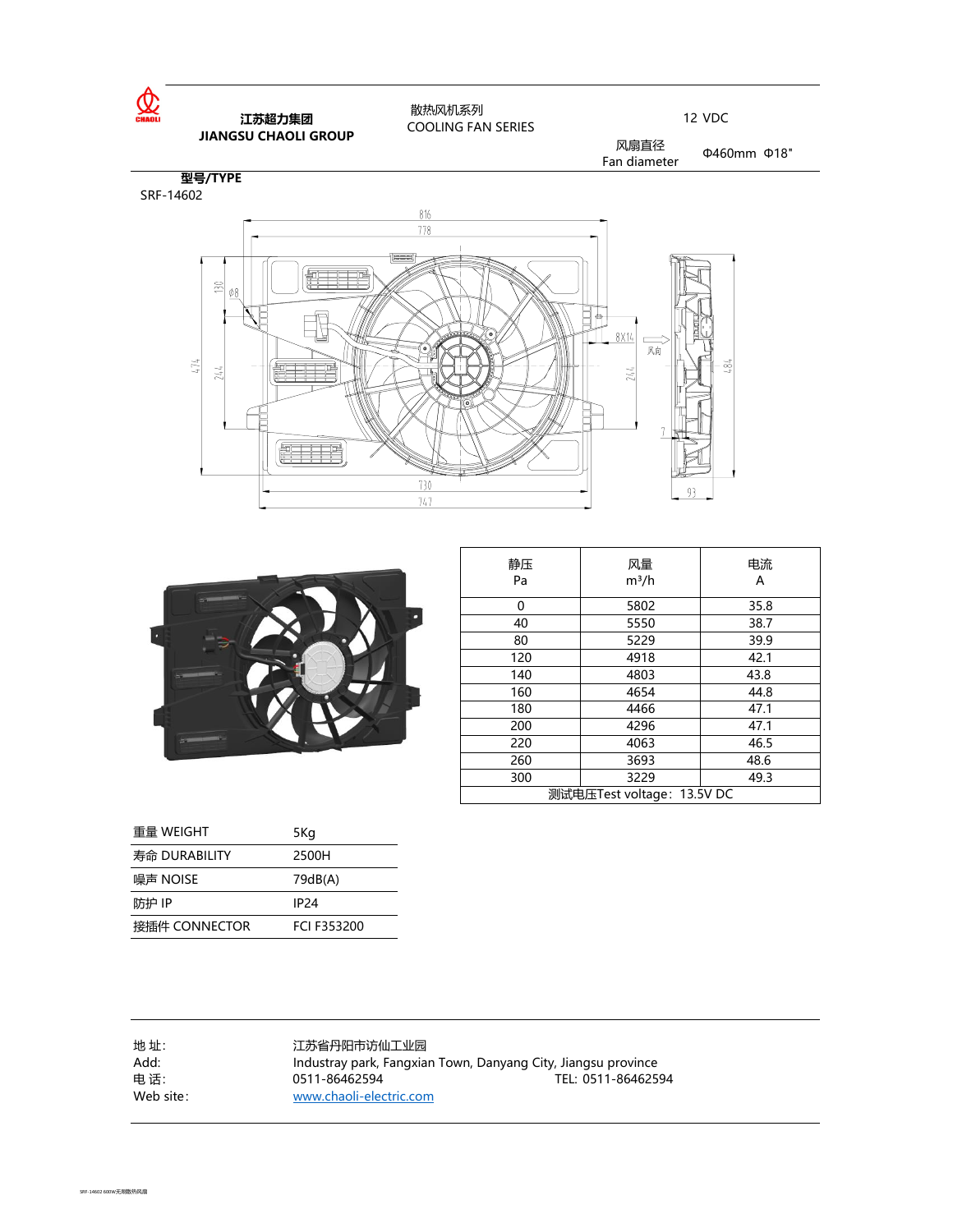江苏超力集团
**JIANGSU CHAOLI GROUP**

散热风机系列
COOLING FAN SERIES

12 VDC

风扇直径
Fan diameter

Φ460mm Φ18"

**型号/TYPE**

SRF-14602

| 静压<br>Pa | 风量<br>m³/h | 电流<br>A |
|---|---|---|
| 0 | 5802 | 35.8 |
| 40 | 5550 | 38.7 |
| 80 | 5229 | 39.9 |
| 120 | 4918 | 42.1 |
| 140 | 4803 | 43.8 |
| 160 | 4654 | 44.8 |
| 180 | 4466 | 47.1 |
| 200 | 4296 | 47.1 |
| 220 | 4063 | 46.5 |
| 260 | 3693 | 48.6 |
| 300 | 3229 | 49.3 |
| 测试电压Test voltage：13.5V DC | | |

| | |
|---|---|
| 重量 WEIGHT | 5Kg |
| 寿命 DURABILITY | 2500H |
| 噪声 NOISE | 79dB(A) |
| 防护 IP | IP24 |
| 接插件 CONNECTOR | FCI F353200 |

地 址：江苏省丹阳市访仙工业园
Add: Industray park, Fangxian Town, Danyang City, Jiangsu province
电 话：0511-86462594 TEL: 0511-86462594
Web site: www.chaoli-electric.com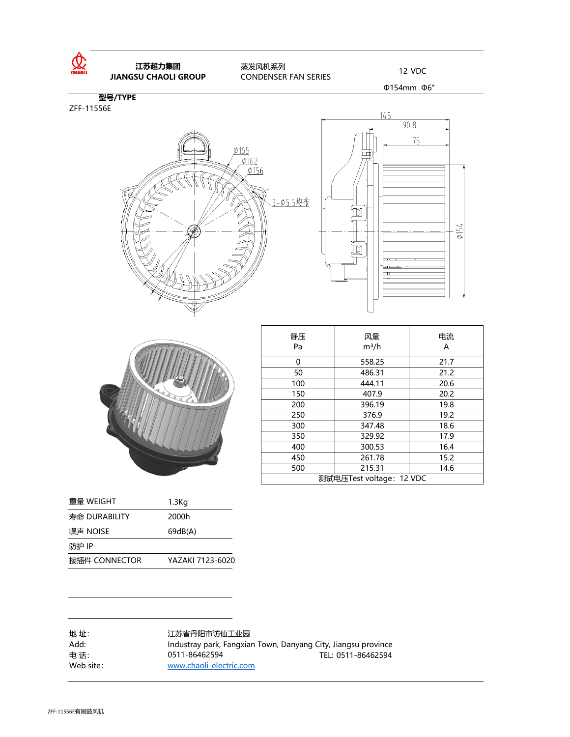江苏超力集团
**JIANGSU CHAOLI GROUP**

蒸发风机系列
CONDENSER FAN SERIES

12 VDC

Φ154mm Φ6"

**型号/TYPE**

ZFF-11556E

| 静压 Pa | 风量 m³/h | 电流 A |
|---|---|---|
| 0 | 558.25 | 21.7 |
| 50 | 486.31 | 21.2 |
| 100 | 444.11 | 20.6 |
| 150 | 407.9 | 20.2 |
| 200 | 396.19 | 19.8 |
| 250 | 376.9 | 19.2 |
| 300 | 347.48 | 18.6 |
| 350 | 329.92 | 17.9 |
| 400 | 300.53 | 16.4 |
| 450 | 261.78 | 15.2 |
| 500 | 215.31 | 14.6 |
| 测试电压Test voltage：12 VDC | | |

| | |
|---|---|
| 重量 WEIGHT | 1.3Kg |
| 寿命 DURABILITY | 2000h |
| 噪声 NOISE | 69dB(A) |
| 防护 IP | |
| 接插件 CONNECTOR | YAZAKI 7123-6020 |

地 址: 江苏省丹阳市访仙工业园
Add: Industray park, Fangxian Town, Danyang City, Jiangsu province
电 话: 0511-86462594 TEL: 0511-86462594
Web site: www.chaoli-electric.com

ZFF-11556E有刷鼓风机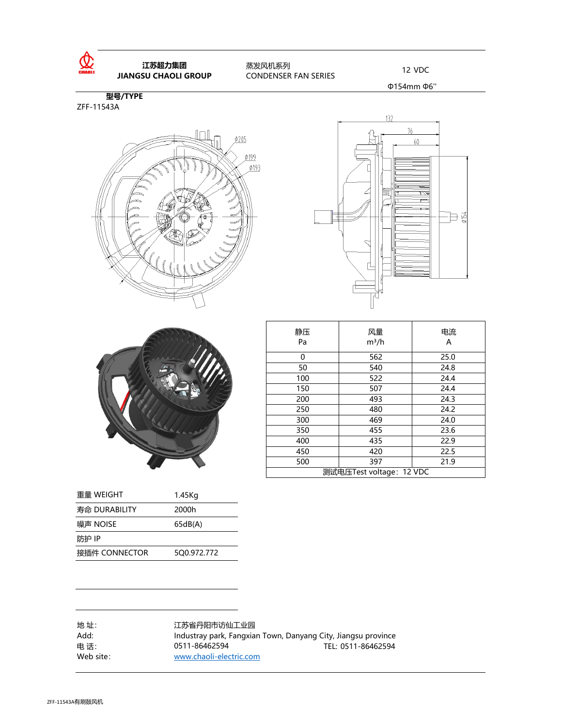江苏超力集团
JIANGSU CHAOLI GROUP

蒸发风机系列
CONDENSER FAN SERIES

12 VDC

Φ154mm Φ6''

**型号/TYPE**

ZFF-11543A

| 静压 Pa | 风量 m³/h | 电流 A |
|---|---|---|
| 0 | 562 | 25.0 |
| 50 | 540 | 24.8 |
| 100 | 522 | 24.4 |
| 150 | 507 | 24.4 |
| 200 | 493 | 24.3 |
| 250 | 480 | 24.2 |
| 300 | 469 | 24.0 |
| 350 | 455 | 23.6 |
| 400 | 435 | 22.9 |
| 450 | 420 | 22.5 |
| 500 | 397 | 21.9 |
| 测试电压Test voltage：12 VDC | | |

| | |
|---|---|
| 重量 WEIGHT | 1.45Kg |
| 寿命 DURABILITY | 2000h |
| 噪声 NOISE | 65dB(A) |
| 防护 IP | |
| 接插件 CONNECTOR | 5Q0.972.772 |

地 址: 江苏省丹阳市访仙工业园
Add: Industray park, Fangxian Town, Danyang City, Jiangsu province
电 话: 0511-86462594　　TEL: 0511-86462594
Web site: www.chaoli-electric.com

ZFF-11543A有刷鼓风机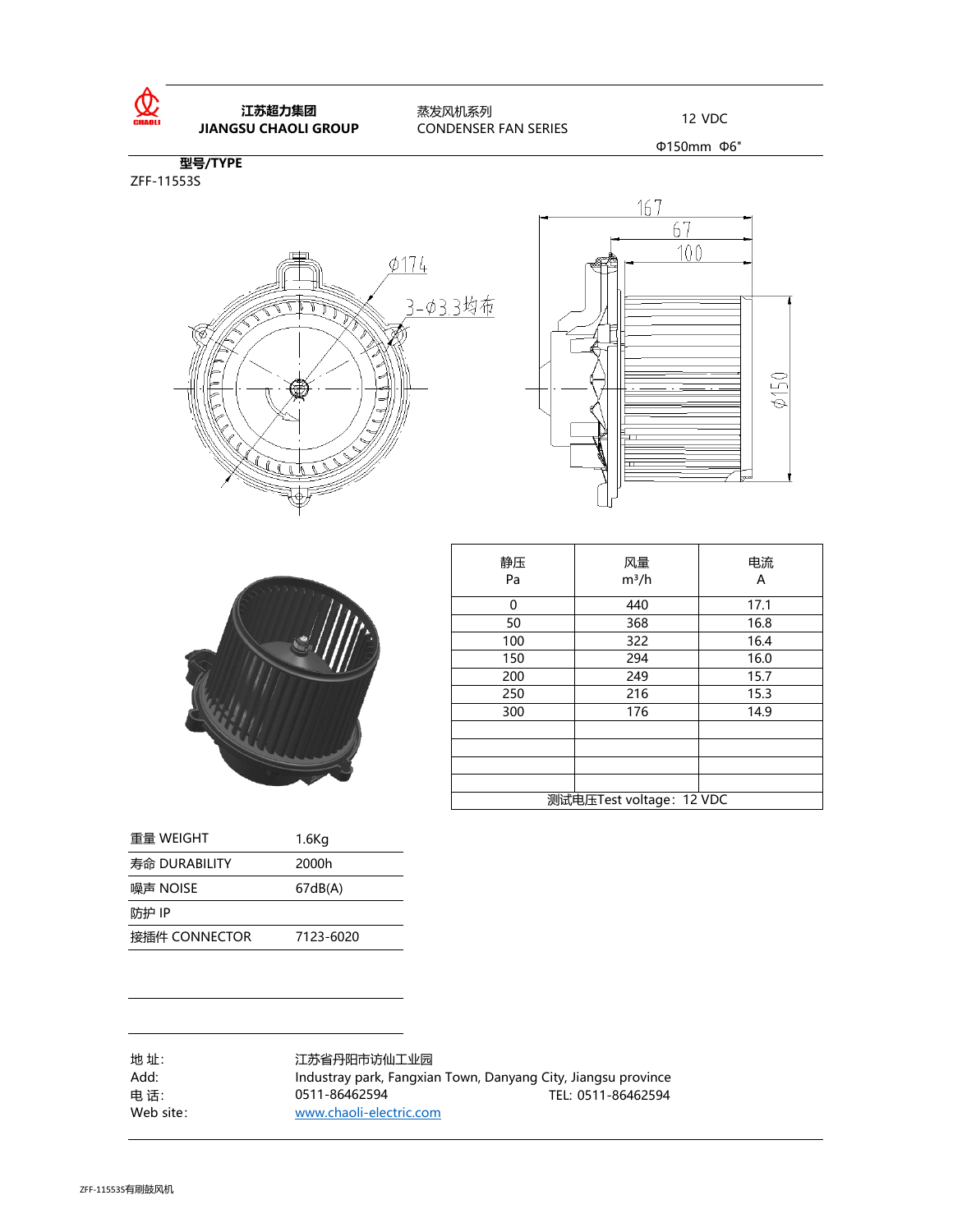**江苏超力集团**
**JIANGSU CHAOLI GROUP**

蒸发风机系列
CONDENSER FAN SERIES

12 VDC

Φ150mm Φ6"

**型号/TYPE**

ZFF-11553S

167
67
100
Φ174
3-Φ3.3均布
Φ150

| 静压 Pa | 风量 $m^3/h$ | 电流 A |
|---|---|---|
| 0 | 440 | 17.1 |
| 50 | 368 | 16.8 |
| 100 | 322 | 16.4 |
| 150 | 294 | 16.0 |
| 200 | 249 | 15.7 |
| 250 | 216 | 15.3 |
| 300 | 176 | 14.9 |
| | | |
| | | |
| | | |
| | | |
| 测试电压Test voltage：12 VDC | | |

| | |
|---|---|
| 重量 WEIGHT | 1.6Kg |
| 寿命 DURABILITY | 2000h |
| 噪声 NOISE | 67dB(A) |
| 防护 IP | |
| 接插件 CONNECTOR | 7123-6020 |

地 址: 江苏省丹阳市访仙工业园
Add: Industray park, Fangxian Town, Danyang City, Jiangsu province
电 话: 0511-86462594 TEL: 0511-86462594
Web site: www.chaoli-electric.com

ZFF-11553S有刷鼓风机